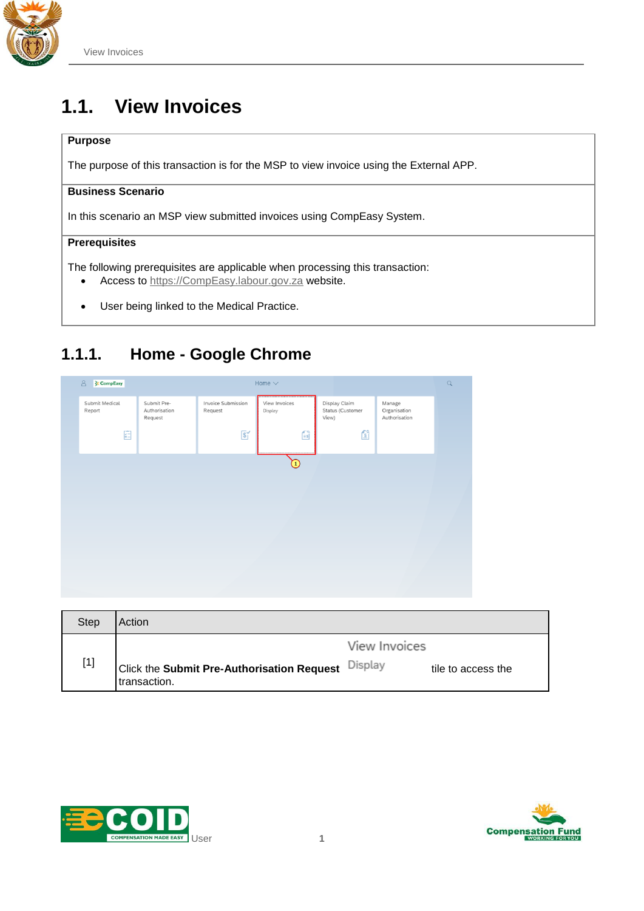# 1.1. View Invoices

| **Purpose** |
|---|
| The purpose of this transaction is for the MSP to view invoice using the External APP. |
| **Business Scenario** |
| In this scenario an MSP view submitted invoices using CompEasy System. |
| **Prerequisites** |
| The following prerequisites are applicable when processing this transaction:<br>• Access to https://CompEasy.labour.gov.za website.<br>• User being linked to the Medical Practice. |

## 1.1.1. Home - Google Chrome

| Step | Action |
|---|---|
| [1] | Click the **Submit Pre-Authorisation Request** View Invoices Display tile to access the transaction. |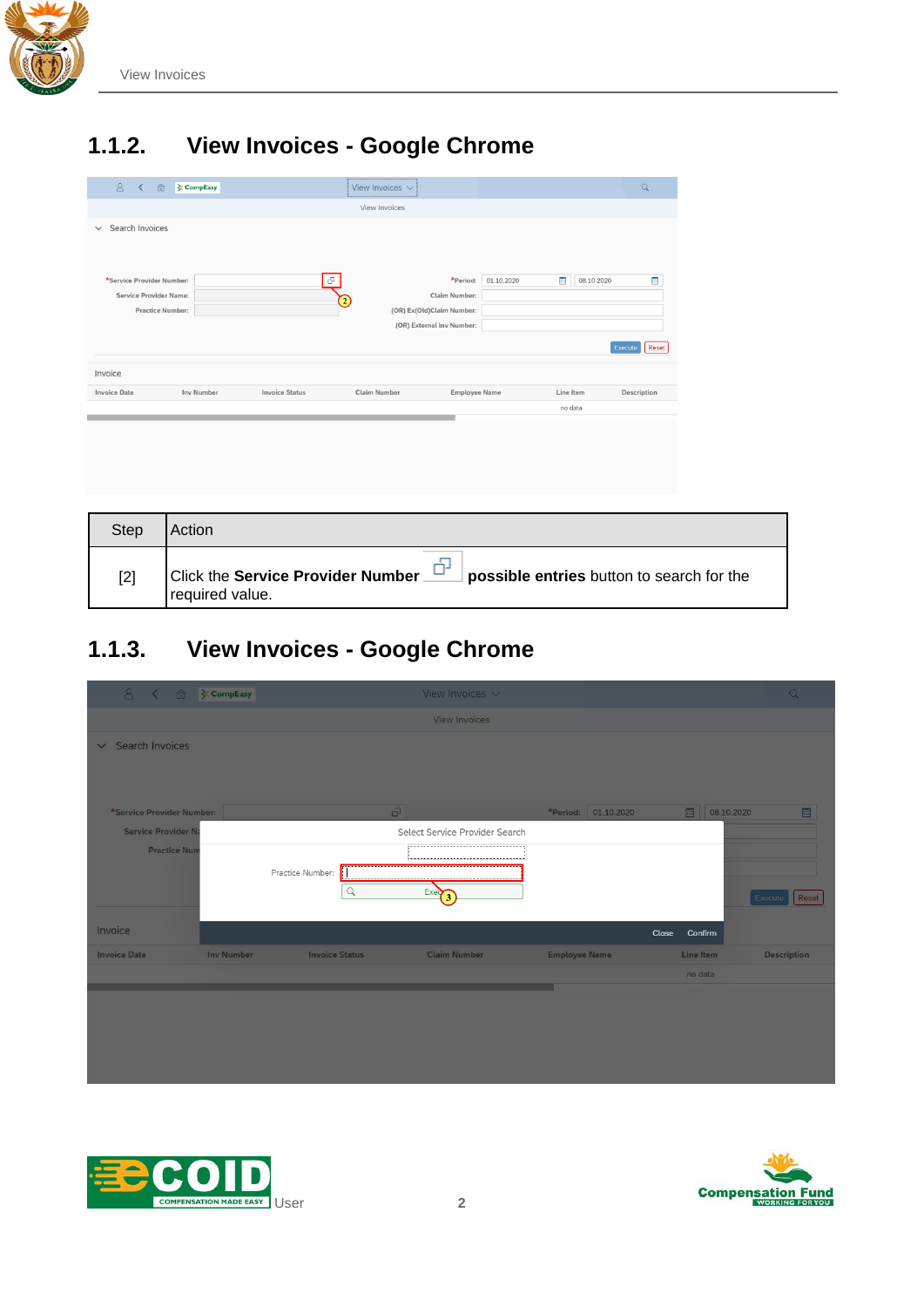## 1.1.2. View Invoices - Google Chrome

| Step | Action |
| --- | --- |
| [2] | Click the **Service Provider Number** **possible entries** button to search for the required value. |

## 1.1.3. View Invoices - Google Chrome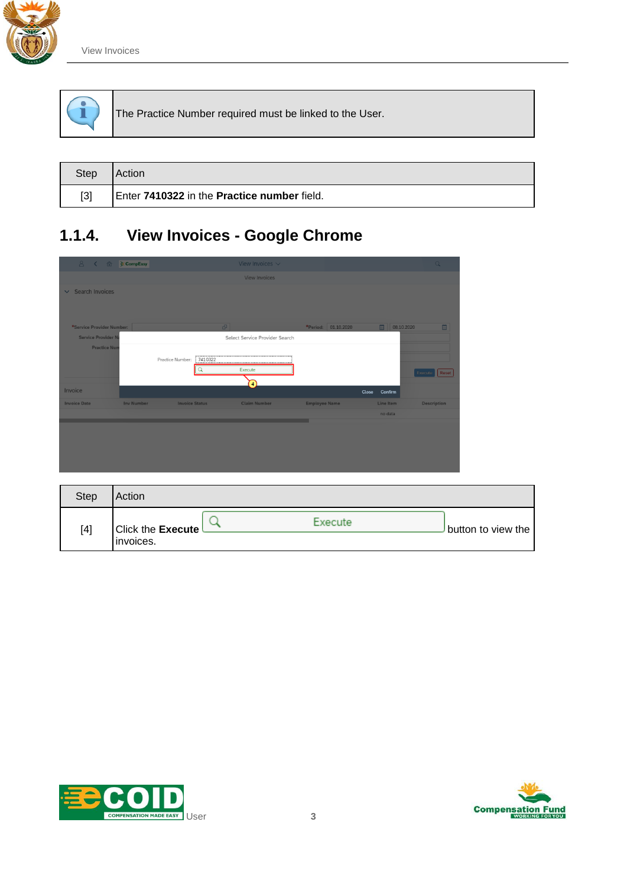The Practice Number required must be linked to the User.

| Step | Action |
| --- | --- |
| [3] | Enter **7410322** in the **Practice number** field. |

## 1.1.4. View Invoices - Google Chrome

| Step | Action |
| --- | --- |
| [4] | Click the **Execute** Execute button to view the invoices. |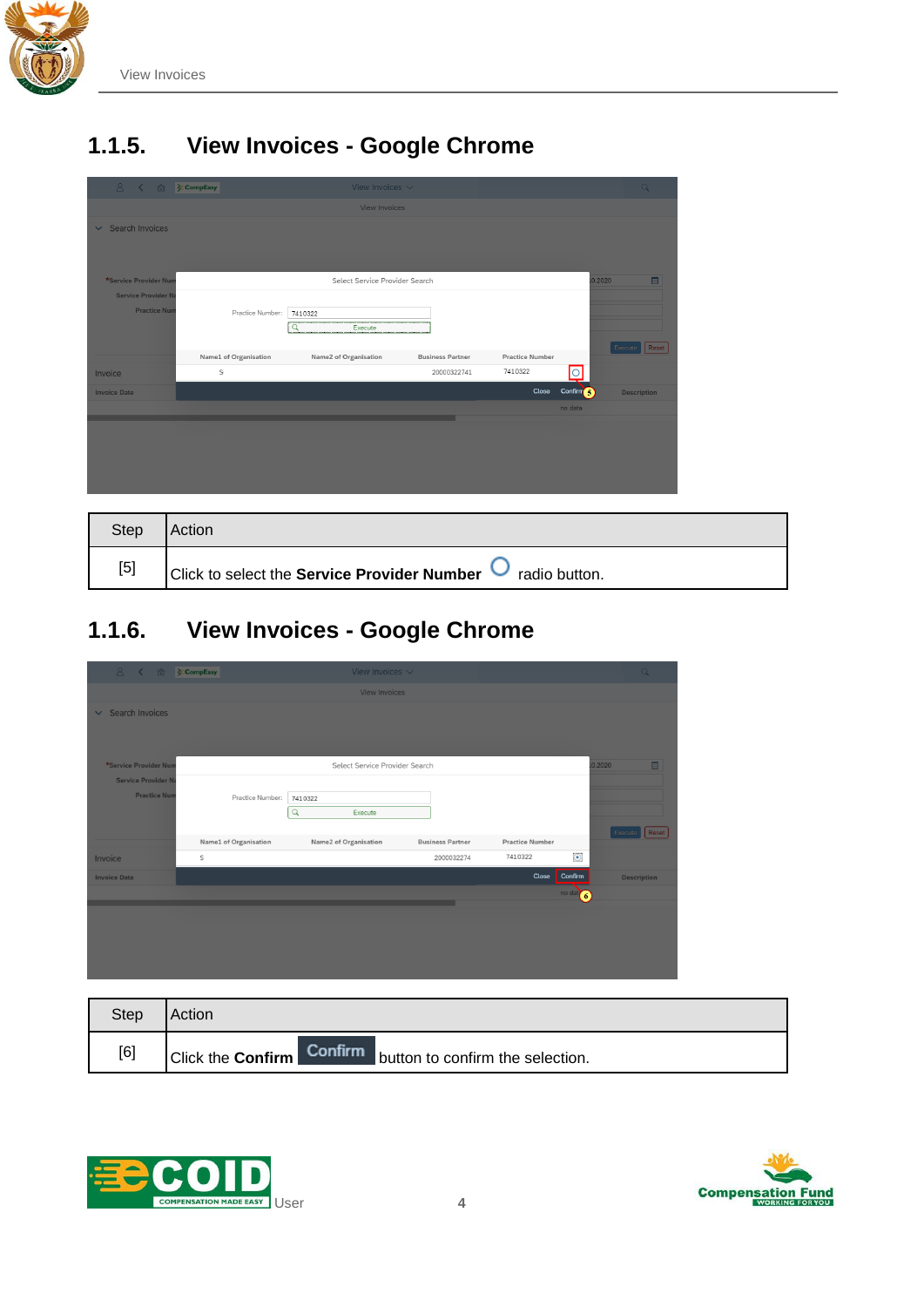## 1.1.5. View Invoices - Google Chrome

| Step | Action |
|---|---|
| [5] | Click to select the **Service Provider Number** radio button. |

## 1.1.6. View Invoices - Google Chrome

| Step | Action |
|---|---|
| [6] | Click the **Confirm** Confirm button to confirm the selection. |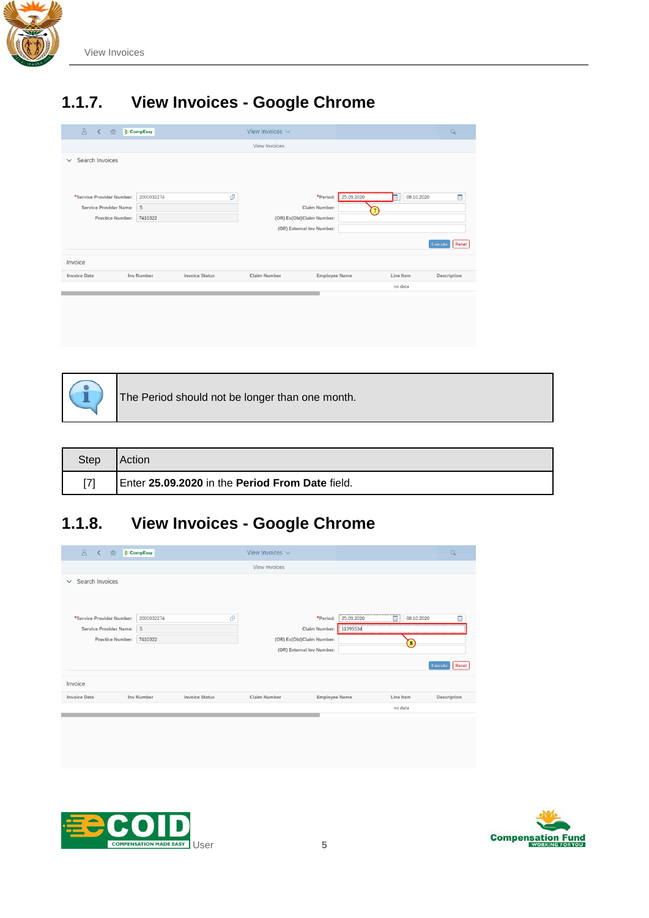## 1.1.7. View Invoices - Google Chrome

| | |
|---|---|
| | The Period should not be longer than one month. |

| Step | Action |
|---|---|
| [7] | Enter **25.09.2020** in the **Period From Date** field. |

## 1.1.8. View Invoices - Google Chrome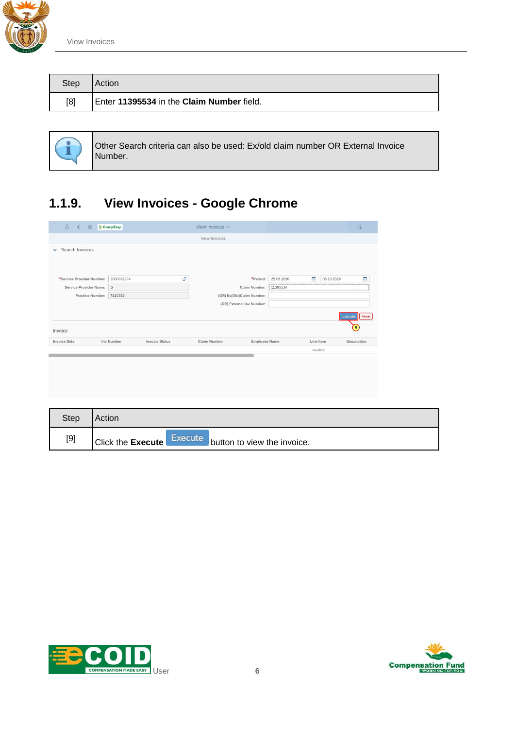| Step | Action |
| --- | --- |
| [8] | Enter **11395534** in the **Claim Number** field. |

| | |
| --- | --- |
| | Other Search criteria can also be used: Ex/old claim number OR External Invoice Number. |

## 1.1.9. View Invoices - Google Chrome

| Step | Action |
| --- | --- |
| [9] | Click the **Execute** Execute button to view the invoice. |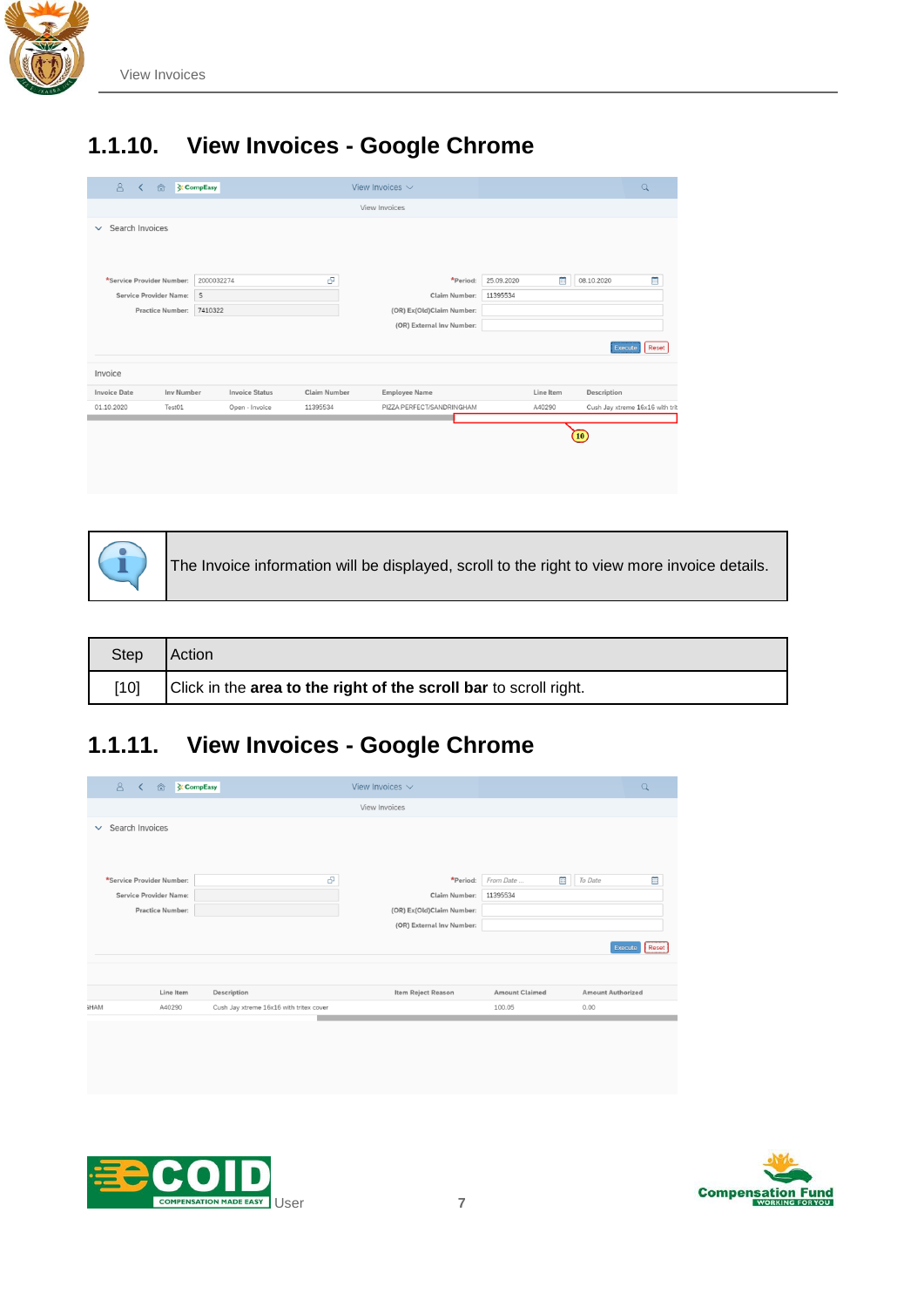## 1.1.10. View Invoices - Google Chrome

The Invoice information will be displayed, scroll to the right to view more invoice details.

| Step | Action |
|---|---|
| [10] | Click in the **area to the right of the scroll bar** to scroll right. |

## 1.1.11. View Invoices - Google Chrome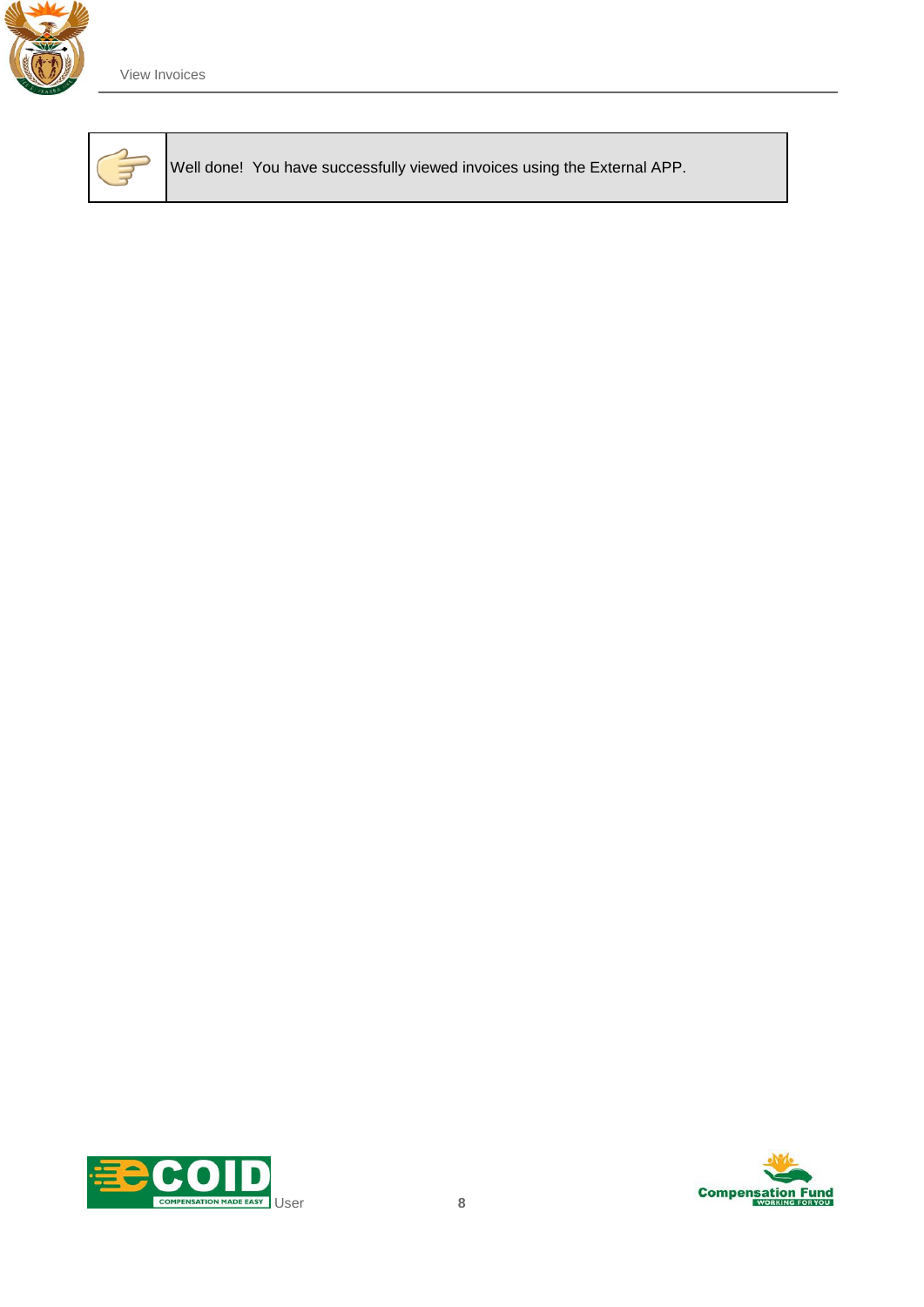Well done!  You have successfully viewed invoices using the External APP.